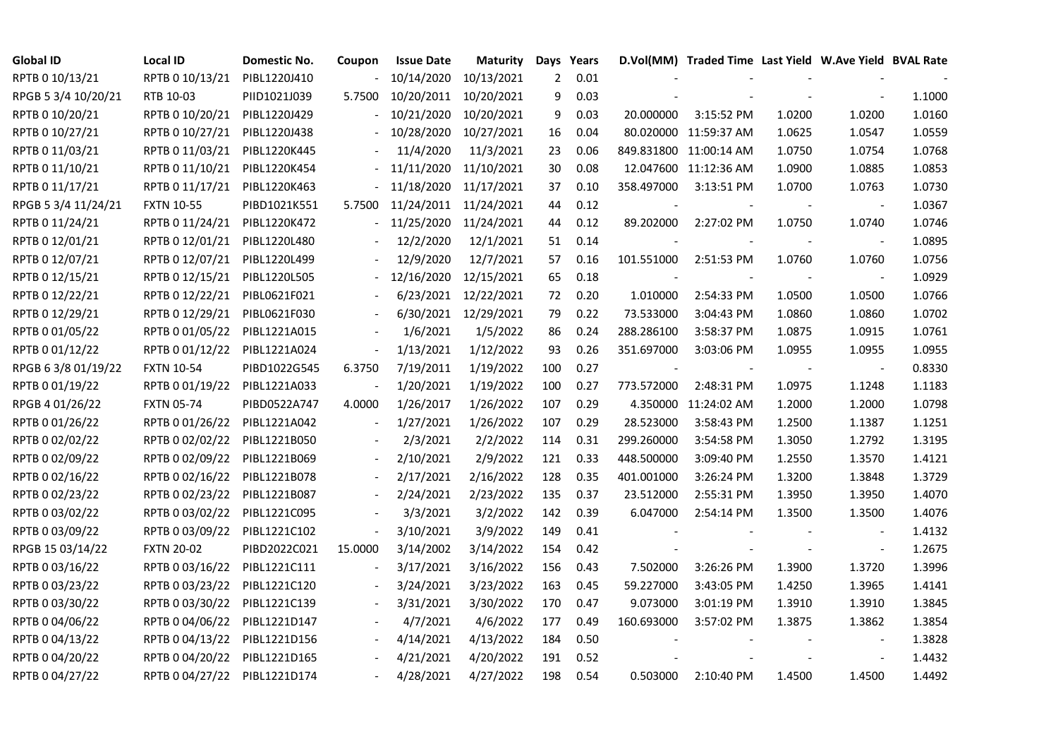| Global ID | Local ID | Domestic No. | Coupon | Issue Date | Maturity | Days | Years | D.Vol(MM) | Traded Time | Last Yield | W.Ave Yield | BVAL Rate |
|---|---|---|---|---|---|---|---|---|---|---|---|---|
| RPTB 0 10/13/21 | RPTB 0 10/13/21 | PIBL1220J410 | - | 10/14/2020 | 10/13/2021 | 2 | 0.01 | - | - | - | - | - |
| RPGB 5 3/4 10/20/21 | RTB 10-03 | PIID1021J039 | 5.7500 | 10/20/2011 | 10/20/2021 | 9 | 0.03 | - | - | - | - | 1.1000 |
| RPTB 0 10/20/21 | RPTB 0 10/20/21 | PIBL1220J429 | - | 10/21/2020 | 10/20/2021 | 9 | 0.03 | 20.000000 | 3:15:52 PM | 1.0200 | 1.0200 | 1.0160 |
| RPTB 0 10/27/21 | RPTB 0 10/27/21 | PIBL1220J438 | - | 10/28/2020 | 10/27/2021 | 16 | 0.04 | 80.020000 | 11:59:37 AM | 1.0625 | 1.0547 | 1.0559 |
| RPTB 0 11/03/21 | RPTB 0 11/03/21 | PIBL1220K445 | - | 11/4/2020 | 11/3/2021 | 23 | 0.06 | 849.831800 | 11:00:14 AM | 1.0750 | 1.0754 | 1.0768 |
| RPTB 0 11/10/21 | RPTB 0 11/10/21 | PIBL1220K454 | - | 11/11/2020 | 11/10/2021 | 30 | 0.08 | 12.047600 | 11:12:36 AM | 1.0900 | 1.0885 | 1.0853 |
| RPTB 0 11/17/21 | RPTB 0 11/17/21 | PIBL1220K463 | - | 11/18/2020 | 11/17/2021 | 37 | 0.10 | 358.497000 | 3:13:51 PM | 1.0700 | 1.0763 | 1.0730 |
| RPGB 5 3/4 11/24/21 | FXTN 10-55 | PIBD1021K551 | 5.7500 | 11/24/2011 | 11/24/2021 | 44 | 0.12 | - | - | - | - | 1.0367 |
| RPTB 0 11/24/21 | RPTB 0 11/24/21 | PIBL1220K472 | - | 11/25/2020 | 11/24/2021 | 44 | 0.12 | 89.202000 | 2:27:02 PM | 1.0750 | 1.0740 | 1.0746 |
| RPTB 0 12/01/21 | RPTB 0 12/01/21 | PIBL1220L480 | - | 12/2/2020 | 12/1/2021 | 51 | 0.14 | - | - | - | - | 1.0895 |
| RPTB 0 12/07/21 | RPTB 0 12/07/21 | PIBL1220L499 | - | 12/9/2020 | 12/7/2021 | 57 | 0.16 | 101.551000 | 2:51:53 PM | 1.0760 | 1.0760 | 1.0756 |
| RPTB 0 12/15/21 | RPTB 0 12/15/21 | PIBL1220L505 | - | 12/16/2020 | 12/15/2021 | 65 | 0.18 | - | - | - | - | 1.0929 |
| RPTB 0 12/22/21 | RPTB 0 12/22/21 | PIBL0621F021 | - | 6/23/2021 | 12/22/2021 | 72 | 0.20 | 1.010000 | 2:54:33 PM | 1.0500 | 1.0500 | 1.0766 |
| RPTB 0 12/29/21 | RPTB 0 12/29/21 | PIBL0621F030 | - | 6/30/2021 | 12/29/2021 | 79 | 0.22 | 73.533000 | 3:04:43 PM | 1.0860 | 1.0860 | 1.0702 |
| RPTB 0 01/05/22 | RPTB 0 01/05/22 | PIBL1221A015 | - | 1/6/2021 | 1/5/2022 | 86 | 0.24 | 288.286100 | 3:58:37 PM | 1.0875 | 1.0915 | 1.0761 |
| RPTB 0 01/12/22 | RPTB 0 01/12/22 | PIBL1221A024 | - | 1/13/2021 | 1/12/2022 | 93 | 0.26 | 351.697000 | 3:03:06 PM | 1.0955 | 1.0955 | 1.0955 |
| RPGB 6 3/8 01/19/22 | FXTN 10-54 | PIBD1022G545 | 6.3750 | 7/19/2011 | 1/19/2022 | 100 | 0.27 | - | - | - | - | 0.8330 |
| RPTB 0 01/19/22 | RPTB 0 01/19/22 | PIBL1221A033 | - | 1/20/2021 | 1/19/2022 | 100 | 0.27 | 773.572000 | 2:48:31 PM | 1.0975 | 1.1248 | 1.1183 |
| RPGB 4 01/26/22 | FXTN 05-74 | PIBD0522A747 | 4.0000 | 1/26/2017 | 1/26/2022 | 107 | 0.29 | 4.350000 | 11:24:02 AM | 1.2000 | 1.2000 | 1.0798 |
| RPTB 0 01/26/22 | RPTB 0 01/26/22 | PIBL1221A042 | - | 1/27/2021 | 1/26/2022 | 107 | 0.29 | 28.523000 | 3:58:43 PM | 1.2500 | 1.1387 | 1.1251 |
| RPTB 0 02/02/22 | RPTB 0 02/02/22 | PIBL1221B050 | - | 2/3/2021 | 2/2/2022 | 114 | 0.31 | 299.260000 | 3:54:58 PM | 1.3050 | 1.2792 | 1.3195 |
| RPTB 0 02/09/22 | RPTB 0 02/09/22 | PIBL1221B069 | - | 2/10/2021 | 2/9/2022 | 121 | 0.33 | 448.500000 | 3:09:40 PM | 1.2550 | 1.3570 | 1.4121 |
| RPTB 0 02/16/22 | RPTB 0 02/16/22 | PIBL1221B078 | - | 2/17/2021 | 2/16/2022 | 128 | 0.35 | 401.001000 | 3:26:24 PM | 1.3200 | 1.3848 | 1.3729 |
| RPTB 0 02/23/22 | RPTB 0 02/23/22 | PIBL1221B087 | - | 2/24/2021 | 2/23/2022 | 135 | 0.37 | 23.512000 | 2:55:31 PM | 1.3950 | 1.3950 | 1.4070 |
| RPTB 0 03/02/22 | RPTB 0 03/02/22 | PIBL1221C095 | - | 3/3/2021 | 3/2/2022 | 142 | 0.39 | 6.047000 | 2:54:14 PM | 1.3500 | 1.3500 | 1.4076 |
| RPTB 0 03/09/22 | RPTB 0 03/09/22 | PIBL1221C102 | - | 3/10/2021 | 3/9/2022 | 149 | 0.41 | - | - | - | - | 1.4132 |
| RPGB 15 03/14/22 | FXTN 20-02 | PIBD2022C021 | 15.0000 | 3/14/2002 | 3/14/2022 | 154 | 0.42 | - | - | - | - | 1.2675 |
| RPTB 0 03/16/22 | RPTB 0 03/16/22 | PIBL1221C111 | - | 3/17/2021 | 3/16/2022 | 156 | 0.43 | 7.502000 | 3:26:26 PM | 1.3900 | 1.3720 | 1.3996 |
| RPTB 0 03/23/22 | RPTB 0 03/23/22 | PIBL1221C120 | - | 3/24/2021 | 3/23/2022 | 163 | 0.45 | 59.227000 | 3:43:05 PM | 1.4250 | 1.3965 | 1.4141 |
| RPTB 0 03/30/22 | RPTB 0 03/30/22 | PIBL1221C139 | - | 3/31/2021 | 3/30/2022 | 170 | 0.47 | 9.073000 | 3:01:19 PM | 1.3910 | 1.3910 | 1.3845 |
| RPTB 0 04/06/22 | RPTB 0 04/06/22 | PIBL1221D147 | - | 4/7/2021 | 4/6/2022 | 177 | 0.49 | 160.693000 | 3:57:02 PM | 1.3875 | 1.3862 | 1.3854 |
| RPTB 0 04/13/22 | RPTB 0 04/13/22 | PIBL1221D156 | - | 4/14/2021 | 4/13/2022 | 184 | 0.50 | - | - | - | - | 1.3828 |
| RPTB 0 04/20/22 | RPTB 0 04/20/22 | PIBL1221D165 | - | 4/21/2021 | 4/20/2022 | 191 | 0.52 | - | - | - | - | 1.4432 |
| RPTB 0 04/27/22 | RPTB 0 04/27/22 | PIBL1221D174 | - | 4/28/2021 | 4/27/2022 | 198 | 0.54 | 0.503000 | 2:10:40 PM | 1.4500 | 1.4500 | 1.4492 |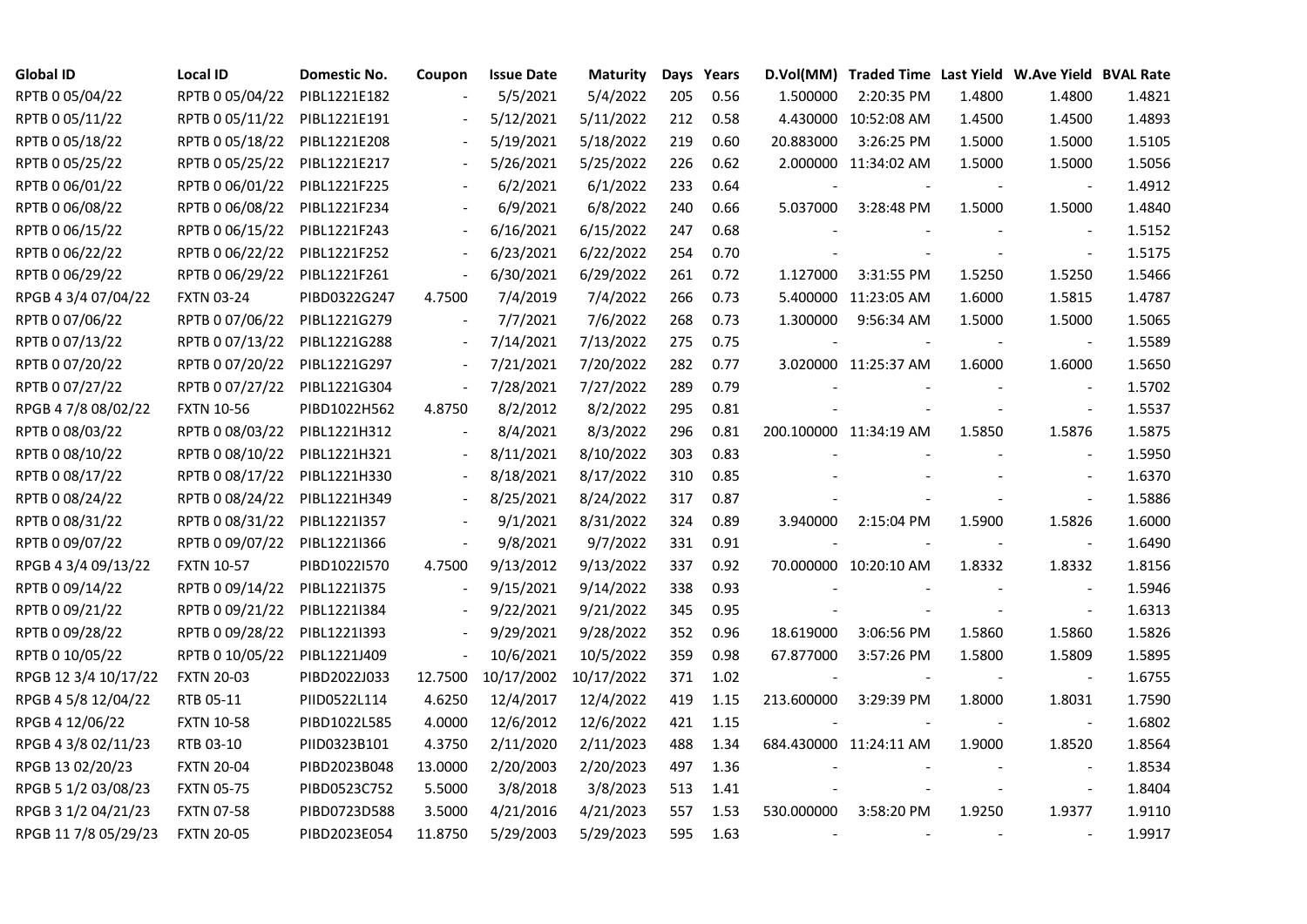| Global ID | Local ID | Domestic No. | Coupon | Issue Date | Maturity | Days | Years | D.Vol(MM) | Traded Time | Last Yield | W.Ave Yield | BVAL Rate |
|---|---|---|---|---|---|---|---|---|---|---|---|---|
| RPTB 0 05/04/22 | RPTB 0 05/04/22 | PIBL1221E182 | - | 5/5/2021 | 5/4/2022 | 205 | 0.56 | 1.500000 | 2:20:35 PM | 1.4800 | 1.4800 | 1.4821 |
| RPTB 0 05/11/22 | RPTB 0 05/11/22 | PIBL1221E191 | - | 5/12/2021 | 5/11/2022 | 212 | 0.58 | 4.430000 | 10:52:08 AM | 1.4500 | 1.4500 | 1.4893 |
| RPTB 0 05/18/22 | RPTB 0 05/18/22 | PIBL1221E208 | - | 5/19/2021 | 5/18/2022 | 219 | 0.60 | 20.883000 | 3:26:25 PM | 1.5000 | 1.5000 | 1.5105 |
| RPTB 0 05/25/22 | RPTB 0 05/25/22 | PIBL1221E217 | - | 5/26/2021 | 5/25/2022 | 226 | 0.62 | 2.000000 | 11:34:02 AM | 1.5000 | 1.5000 | 1.5056 |
| RPTB 0 06/01/22 | RPTB 0 06/01/22 | PIBL1221F225 | - | 6/2/2021 | 6/1/2022 | 233 | 0.64 | - | - | - | - | 1.4912 |
| RPTB 0 06/08/22 | RPTB 0 06/08/22 | PIBL1221F234 | - | 6/9/2021 | 6/8/2022 | 240 | 0.66 | 5.037000 | 3:28:48 PM | 1.5000 | 1.5000 | 1.4840 |
| RPTB 0 06/15/22 | RPTB 0 06/15/22 | PIBL1221F243 | - | 6/16/2021 | 6/15/2022 | 247 | 0.68 | - | - | - | - | 1.5152 |
| RPTB 0 06/22/22 | RPTB 0 06/22/22 | PIBL1221F252 | - | 6/23/2021 | 6/22/2022 | 254 | 0.70 | - | - | - | - | 1.5175 |
| RPTB 0 06/29/22 | RPTB 0 06/29/22 | PIBL1221F261 | - | 6/30/2021 | 6/29/2022 | 261 | 0.72 | 1.127000 | 3:31:55 PM | 1.5250 | 1.5250 | 1.5466 |
| RPGB 4 3/4 07/04/22 | FXTN 03-24 | PIBD0322G247 | 4.7500 | 7/4/2019 | 7/4/2022 | 266 | 0.73 | 5.400000 | 11:23:05 AM | 1.6000 | 1.5815 | 1.4787 |
| RPTB 0 07/06/22 | RPTB 0 07/06/22 | PIBL1221G279 | - | 7/7/2021 | 7/6/2022 | 268 | 0.73 | 1.300000 | 9:56:34 AM | 1.5000 | 1.5000 | 1.5065 |
| RPTB 0 07/13/22 | RPTB 0 07/13/22 | PIBL1221G288 | - | 7/14/2021 | 7/13/2022 | 275 | 0.75 | - | - | - | - | 1.5589 |
| RPTB 0 07/20/22 | RPTB 0 07/20/22 | PIBL1221G297 | - | 7/21/2021 | 7/20/2022 | 282 | 0.77 | 3.020000 | 11:25:37 AM | 1.6000 | 1.6000 | 1.5650 |
| RPTB 0 07/27/22 | RPTB 0 07/27/22 | PIBL1221G304 | - | 7/28/2021 | 7/27/2022 | 289 | 0.79 | - | - | - | - | 1.5702 |
| RPGB 4 7/8 08/02/22 | FXTN 10-56 | PIBD1022H562 | 4.8750 | 8/2/2012 | 8/2/2022 | 295 | 0.81 | - | - | - | - | 1.5537 |
| RPTB 0 08/03/22 | RPTB 0 08/03/22 | PIBL1221H312 | - | 8/4/2021 | 8/3/2022 | 296 | 0.81 | 200.100000 | 11:34:19 AM | 1.5850 | 1.5876 | 1.5875 |
| RPTB 0 08/10/22 | RPTB 0 08/10/22 | PIBL1221H321 | - | 8/11/2021 | 8/10/2022 | 303 | 0.83 | - | - | - | - | 1.5950 |
| RPTB 0 08/17/22 | RPTB 0 08/17/22 | PIBL1221H330 | - | 8/18/2021 | 8/17/2022 | 310 | 0.85 | - | - | - | - | 1.6370 |
| RPTB 0 08/24/22 | RPTB 0 08/24/22 | PIBL1221H349 | - | 8/25/2021 | 8/24/2022 | 317 | 0.87 | - | - | - | - | 1.5886 |
| RPTB 0 08/31/22 | RPTB 0 08/31/22 | PIBL1221I357 | - | 9/1/2021 | 8/31/2022 | 324 | 0.89 | 3.940000 | 2:15:04 PM | 1.5900 | 1.5826 | 1.6000 |
| RPTB 0 09/07/22 | RPTB 0 09/07/22 | PIBL1221I366 | - | 9/8/2021 | 9/7/2022 | 331 | 0.91 | - | - | - | - | 1.6490 |
| RPGB 4 3/4 09/13/22 | FXTN 10-57 | PIBD1022I570 | 4.7500 | 9/13/2012 | 9/13/2022 | 337 | 0.92 | 70.000000 | 10:20:10 AM | 1.8332 | 1.8332 | 1.8156 |
| RPTB 0 09/14/22 | RPTB 0 09/14/22 | PIBL1221I375 | - | 9/15/2021 | 9/14/2022 | 338 | 0.93 | - | - | - | - | 1.5946 |
| RPTB 0 09/21/22 | RPTB 0 09/21/22 | PIBL1221I384 | - | 9/22/2021 | 9/21/2022 | 345 | 0.95 | - | - | - | - | 1.6313 |
| RPTB 0 09/28/22 | RPTB 0 09/28/22 | PIBL1221I393 | - | 9/29/2021 | 9/28/2022 | 352 | 0.96 | 18.619000 | 3:06:56 PM | 1.5860 | 1.5860 | 1.5826 |
| RPTB 0 10/05/22 | RPTB 0 10/05/22 | PIBL1221J409 | - | 10/6/2021 | 10/5/2022 | 359 | 0.98 | 67.877000 | 3:57:26 PM | 1.5800 | 1.5809 | 1.5895 |
| RPGB 12 3/4 10/17/22 | FXTN 20-03 | PIBD2022J033 | 12.7500 | 10/17/2002 | 10/17/2022 | 371 | 1.02 | - | - | - | - | 1.6755 |
| RPGB 4 5/8 12/04/22 | RTB 05-11 | PIID0522L114 | 4.6250 | 12/4/2017 | 12/4/2022 | 419 | 1.15 | 213.600000 | 3:29:39 PM | 1.8000 | 1.8031 | 1.7590 |
| RPGB 4 12/06/22 | FXTN 10-58 | PIBD1022L585 | 4.0000 | 12/6/2012 | 12/6/2022 | 421 | 1.15 | - | - | - | - | 1.6802 |
| RPGB 4 3/8 02/11/23 | RTB 03-10 | PIID0323B101 | 4.3750 | 2/11/2020 | 2/11/2023 | 488 | 1.34 | 684.430000 | 11:24:11 AM | 1.9000 | 1.8520 | 1.8564 |
| RPGB 13 02/20/23 | FXTN 20-04 | PIBD2023B048 | 13.0000 | 2/20/2003 | 2/20/2023 | 497 | 1.36 | - | - | - | - | 1.8534 |
| RPGB 5 1/2 03/08/23 | FXTN 05-75 | PIBD0523C752 | 5.5000 | 3/8/2018 | 3/8/2023 | 513 | 1.41 | - | - | - | - | 1.8404 |
| RPGB 3 1/2 04/21/23 | FXTN 07-58 | PIBD0723D588 | 3.5000 | 4/21/2016 | 4/21/2023 | 557 | 1.53 | 530.000000 | 3:58:20 PM | 1.9250 | 1.9377 | 1.9110 |
| RPGB 11 7/8 05/29/23 | FXTN 20-05 | PIBD2023E054 | 11.8750 | 5/29/2003 | 5/29/2023 | 595 | 1.63 | - | - | - | - | 1.9917 |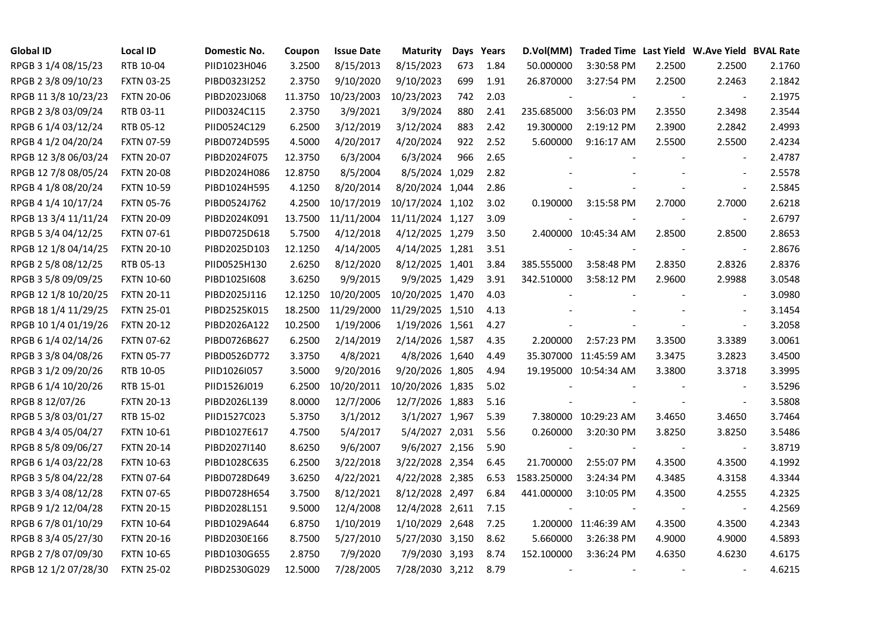| Global ID | Local ID | Domestic No. | Coupon | Issue Date | Maturity | Days | Years | D.Vol(MM) | Traded Time | Last Yield | W.Ave Yield | BVAL Rate |
|---|---|---|---|---|---|---|---|---|---|---|---|---|
| RPGB 3 1/4 08/15/23 | RTB 10-04 | PIID1023H046 | 3.2500 | 8/15/2013 | 8/15/2023 | 673 | 1.84 | 50.000000 | 3:30:58 PM | 2.2500 | 2.2500 | 2.1760 |
| RPGB 2 3/8 09/10/23 | FXTN 03-25 | PIBD0323I252 | 2.3750 | 9/10/2020 | 9/10/2023 | 699 | 1.91 | 26.870000 | 3:27:54 PM | 2.2500 | 2.2463 | 2.1842 |
| RPGB 11 3/8 10/23/23 | FXTN 20-06 | PIBD2023J068 | 11.3750 | 10/23/2003 | 10/23/2023 | 742 | 2.03 | - | - | - | - | 2.1975 |
| RPGB 2 3/8 03/09/24 | RTB 03-11 | PIID0324C115 | 2.3750 | 3/9/2021 | 3/9/2024 | 880 | 2.41 | 235.685000 | 3:56:03 PM | 2.3550 | 2.3498 | 2.3544 |
| RPGB 6 1/4 03/12/24 | RTB 05-12 | PIID0524C129 | 6.2500 | 3/12/2019 | 3/12/2024 | 883 | 2.42 | 19.300000 | 2:19:12 PM | 2.3900 | 2.2842 | 2.4993 |
| RPGB 4 1/2 04/20/24 | FXTN 07-59 | PIBD0724D595 | 4.5000 | 4/20/2017 | 4/20/2024 | 922 | 2.52 | 5.600000 | 9:16:17 AM | 2.5500 | 2.5500 | 2.4234 |
| RPGB 12 3/8 06/03/24 | FXTN 20-07 | PIBD2024F075 | 12.3750 | 6/3/2004 | 6/3/2024 | 966 | 2.65 | - | - | - | - | 2.4787 |
| RPGB 12 7/8 08/05/24 | FXTN 20-08 | PIBD2024H086 | 12.8750 | 8/5/2004 | 8/5/2024 | 1,029 | 2.82 | - | - | - | - | 2.5578 |
| RPGB 4 1/8 08/20/24 | FXTN 10-59 | PIBD1024H595 | 4.1250 | 8/20/2014 | 8/20/2024 | 1,044 | 2.86 | - | - | - | - | 2.5845 |
| RPGB 4 1/4 10/17/24 | FXTN 05-76 | PIBD0524J762 | 4.2500 | 10/17/2019 | 10/17/2024 | 1,102 | 3.02 | 0.190000 | 3:15:58 PM | 2.7000 | 2.7000 | 2.6218 |
| RPGB 13 3/4 11/11/24 | FXTN 20-09 | PIBD2024K091 | 13.7500 | 11/11/2004 | 11/11/2024 | 1,127 | 3.09 | - | - | - | - | 2.6797 |
| RPGB 5 3/4 04/12/25 | FXTN 07-61 | PIBD0725D618 | 5.7500 | 4/12/2018 | 4/12/2025 | 1,279 | 3.50 | 2.400000 | 10:45:34 AM | 2.8500 | 2.8500 | 2.8653 |
| RPGB 12 1/8 04/14/25 | FXTN 20-10 | PIBD2025D103 | 12.1250 | 4/14/2005 | 4/14/2025 | 1,281 | 3.51 | - | - | - | - | 2.8676 |
| RPGB 2 5/8 08/12/25 | RTB 05-13 | PIID0525H130 | 2.6250 | 8/12/2020 | 8/12/2025 | 1,401 | 3.84 | 385.555000 | 3:58:48 PM | 2.8350 | 2.8326 | 2.8376 |
| RPGB 3 5/8 09/09/25 | FXTN 10-60 | PIBD1025I608 | 3.6250 | 9/9/2015 | 9/9/2025 | 1,429 | 3.91 | 342.510000 | 3:58:12 PM | 2.9600 | 2.9988 | 3.0548 |
| RPGB 12 1/8 10/20/25 | FXTN 20-11 | PIBD2025J116 | 12.1250 | 10/20/2005 | 10/20/2025 | 1,470 | 4.03 | - | - | - | - | 3.0980 |
| RPGB 18 1/4 11/29/25 | FXTN 25-01 | PIBD2525K015 | 18.2500 | 11/29/2000 | 11/29/2025 | 1,510 | 4.13 | - | - | - | - | 3.1454 |
| RPGB 10 1/4 01/19/26 | FXTN 20-12 | PIBD2026A122 | 10.2500 | 1/19/2006 | 1/19/2026 | 1,561 | 4.27 | - | - | - | - | 3.2058 |
| RPGB 6 1/4 02/14/26 | FXTN 07-62 | PIBD0726B627 | 6.2500 | 2/14/2019 | 2/14/2026 | 1,587 | 4.35 | 2.200000 | 2:57:23 PM | 3.3500 | 3.3389 | 3.0061 |
| RPGB 3 3/8 04/08/26 | FXTN 05-77 | PIBD0526D772 | 3.3750 | 4/8/2021 | 4/8/2026 | 1,640 | 4.49 | 35.307000 | 11:45:59 AM | 3.3475 | 3.2823 | 3.4500 |
| RPGB 3 1/2 09/20/26 | RTB 10-05 | PIID1026I057 | 3.5000 | 9/20/2016 | 9/20/2026 | 1,805 | 4.94 | 19.195000 | 10:54:34 AM | 3.3800 | 3.3718 | 3.3995 |
| RPGB 6 1/4 10/20/26 | RTB 15-01 | PIID1526J019 | 6.2500 | 10/20/2011 | 10/20/2026 | 1,835 | 5.02 | - | - | - | - | 3.5296 |
| RPGB 8 12/07/26 | FXTN 20-13 | PIBD2026L139 | 8.0000 | 12/7/2006 | 12/7/2026 | 1,883 | 5.16 | - | - | - | - | 3.5808 |
| RPGB 5 3/8 03/01/27 | RTB 15-02 | PIID1527C023 | 5.3750 | 3/1/2012 | 3/1/2027 | 1,967 | 5.39 | 7.380000 | 10:29:23 AM | 3.4650 | 3.4650 | 3.7464 |
| RPGB 4 3/4 05/04/27 | FXTN 10-61 | PIBD1027E617 | 4.7500 | 5/4/2017 | 5/4/2027 | 2,031 | 5.56 | 0.260000 | 3:20:30 PM | 3.8250 | 3.8250 | 3.5486 |
| RPGB 8 5/8 09/06/27 | FXTN 20-14 | PIBD2027I140 | 8.6250 | 9/6/2007 | 9/6/2027 | 2,156 | 5.90 | - | - | - | - | 3.8719 |
| RPGB 6 1/4 03/22/28 | FXTN 10-63 | PIBD1028C635 | 6.2500 | 3/22/2018 | 3/22/2028 | 2,354 | 6.45 | 21.700000 | 2:55:07 PM | 4.3500 | 4.3500 | 4.1992 |
| RPGB 3 5/8 04/22/28 | FXTN 07-64 | PIBD0728D649 | 3.6250 | 4/22/2021 | 4/22/2028 | 2,385 | 6.53 | 1583.250000 | 3:24:34 PM | 4.3485 | 4.3158 | 4.3344 |
| RPGB 3 3/4 08/12/28 | FXTN 07-65 | PIBD0728H654 | 3.7500 | 8/12/2021 | 8/12/2028 | 2,497 | 6.84 | 441.000000 | 3:10:05 PM | 4.3500 | 4.2555 | 4.2325 |
| RPGB 9 1/2 12/04/28 | FXTN 20-15 | PIBD2028L151 | 9.5000 | 12/4/2008 | 12/4/2028 | 2,611 | 7.15 | - | - | - | - | 4.2569 |
| RPGB 6 7/8 01/10/29 | FXTN 10-64 | PIBD1029A644 | 6.8750 | 1/10/2019 | 1/10/2029 | 2,648 | 7.25 | 1.200000 | 11:46:39 AM | 4.3500 | 4.3500 | 4.2343 |
| RPGB 8 3/4 05/27/30 | FXTN 20-16 | PIBD2030E166 | 8.7500 | 5/27/2010 | 5/27/2030 | 3,150 | 8.62 | 5.660000 | 3:26:38 PM | 4.9000 | 4.9000 | 4.5893 |
| RPGB 2 7/8 07/09/30 | FXTN 10-65 | PIBD1030G655 | 2.8750 | 7/9/2020 | 7/9/2030 | 3,193 | 8.74 | 152.100000 | 3:36:24 PM | 4.6350 | 4.6230 | 4.6175 |
| RPGB 12 1/2 07/28/30 | FXTN 25-02 | PIBD2530G029 | 12.5000 | 7/28/2005 | 7/28/2030 | 3,212 | 8.79 | - | - | - | - | 4.6215 |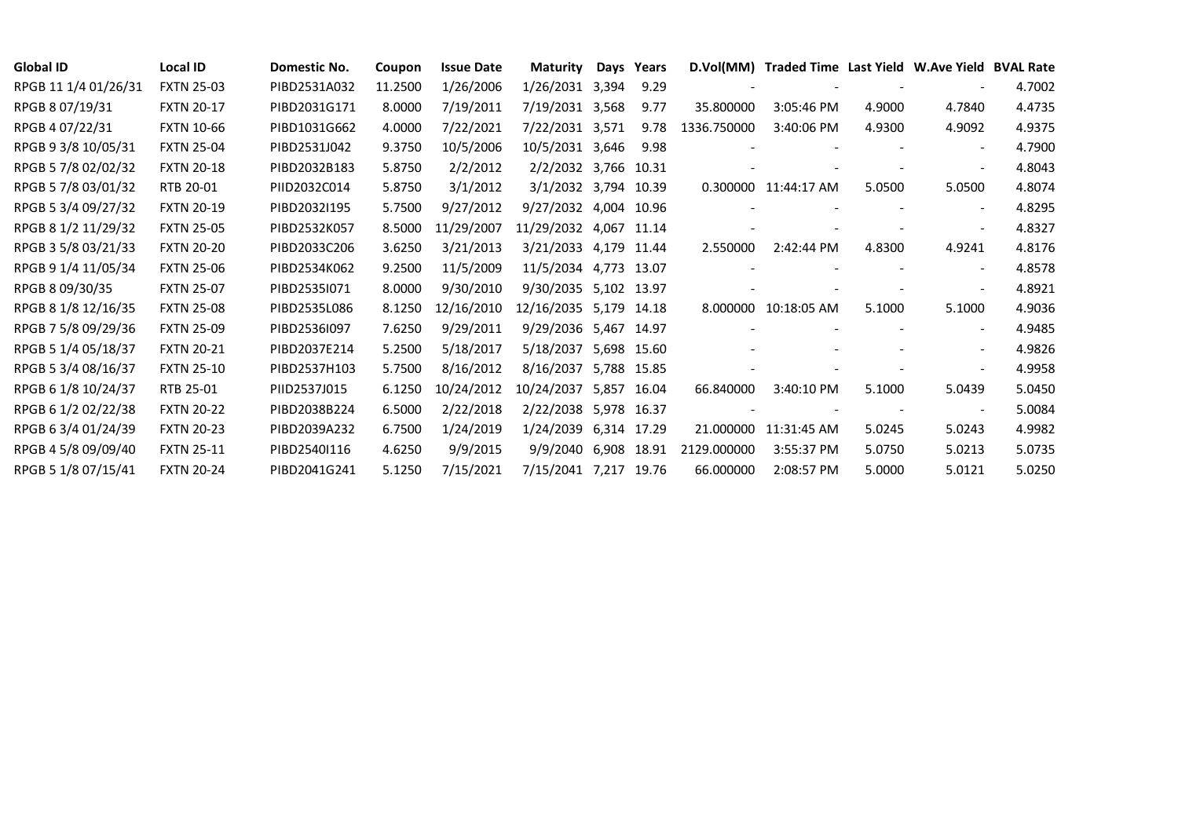| Global ID | Local ID | Domestic No. | Coupon | Issue Date | Maturity | Days | Years | D.Vol(MM) | Traded Time | Last Yield | W.Ave Yield | BVAL Rate |
|---|---|---|---|---|---|---|---|---|---|---|---|---|
| RPGB 11 1/4 01/26/31 | FXTN 25-03 | PIBD2531A032 | 11.2500 | 1/26/2006 | 1/26/2031 | 3,394 | 9.29 | - | - | - | - | 4.7002 |
| RPGB 8 07/19/31 | FXTN 20-17 | PIBD2031G171 | 8.0000 | 7/19/2011 | 7/19/2031 | 3,568 | 9.77 | 35.800000 | 3:05:46 PM | 4.9000 | 4.7840 | 4.4735 |
| RPGB 4 07/22/31 | FXTN 10-66 | PIBD1031G662 | 4.0000 | 7/22/2021 | 7/22/2031 | 3,571 | 9.78 | 1336.750000 | 3:40:06 PM | 4.9300 | 4.9092 | 4.9375 |
| RPGB 9 3/8 10/05/31 | FXTN 25-04 | PIBD2531J042 | 9.3750 | 10/5/2006 | 10/5/2031 | 3,646 | 9.98 | - | - | - | - | 4.7900 |
| RPGB 5 7/8 02/02/32 | FXTN 20-18 | PIBD2032B183 | 5.8750 | 2/2/2012 | 2/2/2032 | 3,766 | 10.31 | - | - | - | - | 4.8043 |
| RPGB 5 7/8 03/01/32 | RTB 20-01 | PIID2032C014 | 5.8750 | 3/1/2012 | 3/1/2032 | 3,794 | 10.39 | 0.300000 | 11:44:17 AM | 5.0500 | 5.0500 | 4.8074 |
| RPGB 5 3/4 09/27/32 | FXTN 20-19 | PIBD2032I195 | 5.7500 | 9/27/2012 | 9/27/2032 | 4,004 | 10.96 | - | - | - | - | 4.8295 |
| RPGB 8 1/2 11/29/32 | FXTN 25-05 | PIBD2532K057 | 8.5000 | 11/29/2007 | 11/29/2032 | 4,067 | 11.14 | - | - | - | - | 4.8327 |
| RPGB 3 5/8 03/21/33 | FXTN 20-20 | PIBD2033C206 | 3.6250 | 3/21/2013 | 3/21/2033 | 4,179 | 11.44 | 2.550000 | 2:42:44 PM | 4.8300 | 4.9241 | 4.8176 |
| RPGB 9 1/4 11/05/34 | FXTN 25-06 | PIBD2534K062 | 9.2500 | 11/5/2009 | 11/5/2034 | 4,773 | 13.07 | - | - | - | - | 4.8578 |
| RPGB 8 09/30/35 | FXTN 25-07 | PIBD2535I071 | 8.0000 | 9/30/2010 | 9/30/2035 | 5,102 | 13.97 | - | - | - | - | 4.8921 |
| RPGB 8 1/8 12/16/35 | FXTN 25-08 | PIBD2535L086 | 8.1250 | 12/16/2010 | 12/16/2035 | 5,179 | 14.18 | 8.000000 | 10:18:05 AM | 5.1000 | 5.1000 | 4.9036 |
| RPGB 7 5/8 09/29/36 | FXTN 25-09 | PIBD2536I097 | 7.6250 | 9/29/2011 | 9/29/2036 | 5,467 | 14.97 | - | - | - | - | 4.9485 |
| RPGB 5 1/4 05/18/37 | FXTN 20-21 | PIBD2037E214 | 5.2500 | 5/18/2017 | 5/18/2037 | 5,698 | 15.60 | - | - | - | - | 4.9826 |
| RPGB 5 3/4 08/16/37 | FXTN 25-10 | PIBD2537H103 | 5.7500 | 8/16/2012 | 8/16/2037 | 5,788 | 15.85 | - | - | - | - | 4.9958 |
| RPGB 6 1/8 10/24/37 | RTB 25-01 | PIID2537J015 | 6.1250 | 10/24/2012 | 10/24/2037 | 5,857 | 16.04 | 66.840000 | 3:40:10 PM | 5.1000 | 5.0439 | 5.0450 |
| RPGB 6 1/2 02/22/38 | FXTN 20-22 | PIBD2038B224 | 6.5000 | 2/22/2018 | 2/22/2038 | 5,978 | 16.37 | - | - | - | - | 5.0084 |
| RPGB 6 3/4 01/24/39 | FXTN 20-23 | PIBD2039A232 | 6.7500 | 1/24/2019 | 1/24/2039 | 6,314 | 17.29 | 21.000000 | 11:31:45 AM | 5.0245 | 5.0243 | 4.9982 |
| RPGB 4 5/8 09/09/40 | FXTN 25-11 | PIBD2540I116 | 4.6250 | 9/9/2015 | 9/9/2040 | 6,908 | 18.91 | 2129.000000 | 3:55:37 PM | 5.0750 | 5.0213 | 5.0735 |
| RPGB 5 1/8 07/15/41 | FXTN 20-24 | PIBD2041G241 | 5.1250 | 7/15/2021 | 7/15/2041 | 7,217 | 19.76 | 66.000000 | 2:08:57 PM | 5.0000 | 5.0121 | 5.0250 |